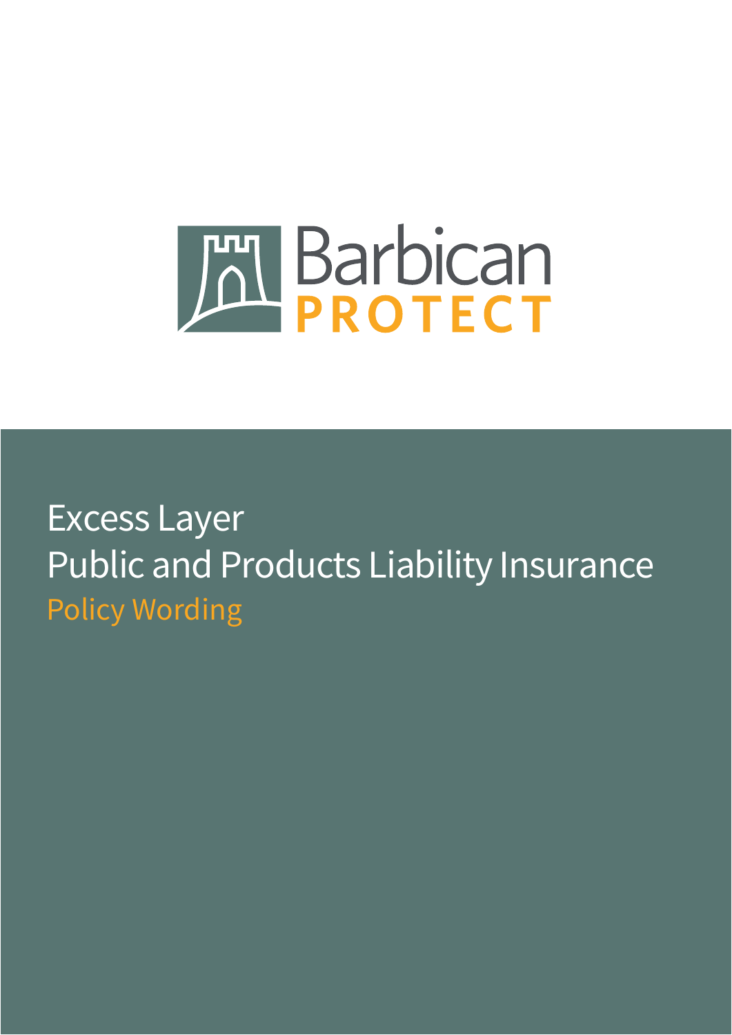Barbican PROTECT

# Excess Layer
# Public and Products Liability Insurance

## Policy Wording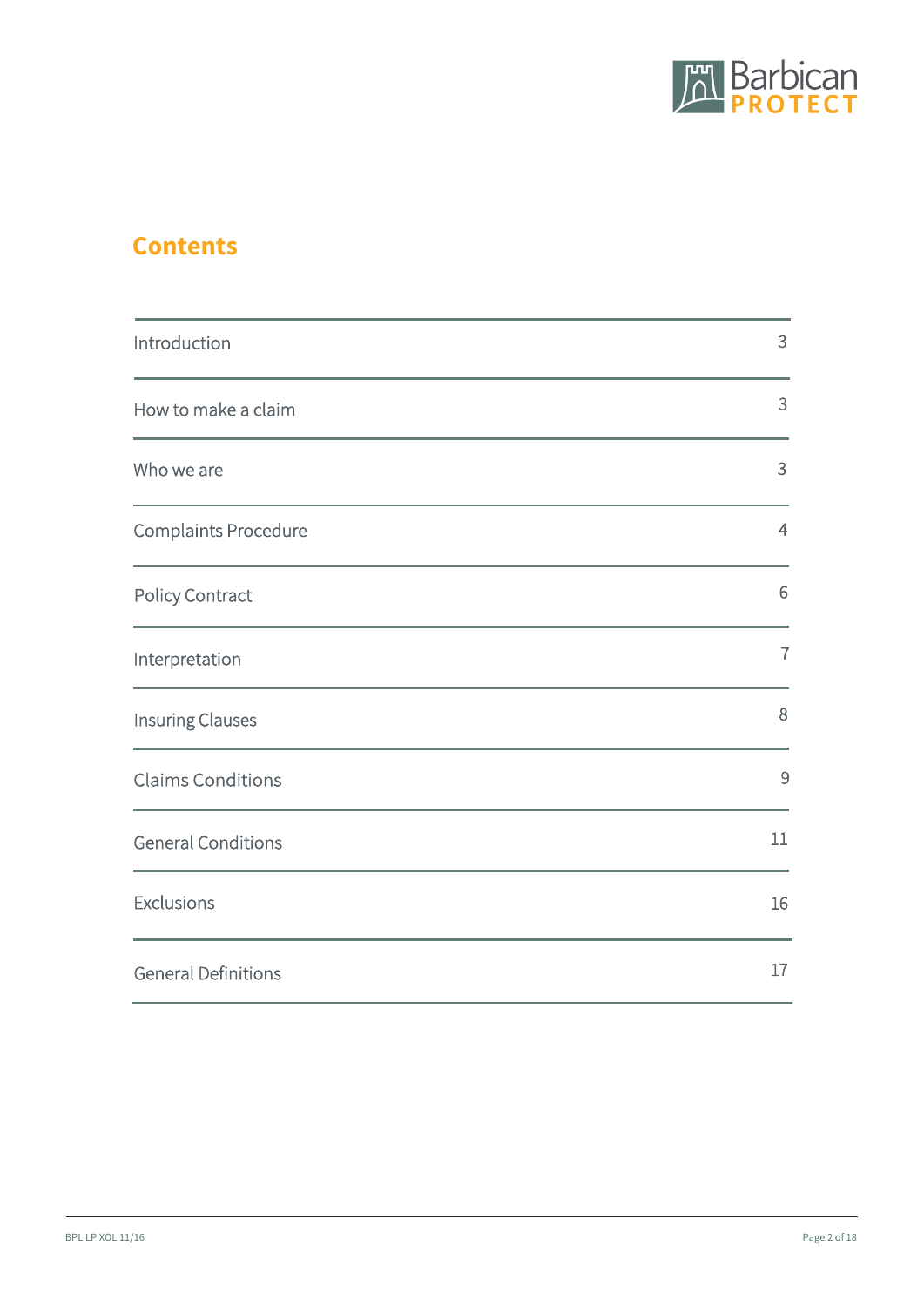# Contents

| | |
|---|---|
| Introduction | 3 |
| How to make a claim | 3 |
| Who we are | 3 |
| Complaints Procedure | 4 |
| Policy Contract | 6 |
| Interpretation | 7 |
| Insuring Clauses | 8 |
| Claims Conditions | 9 |
| General Conditions | 11 |
| Exclusions | 16 |
| General Definitions | 17 |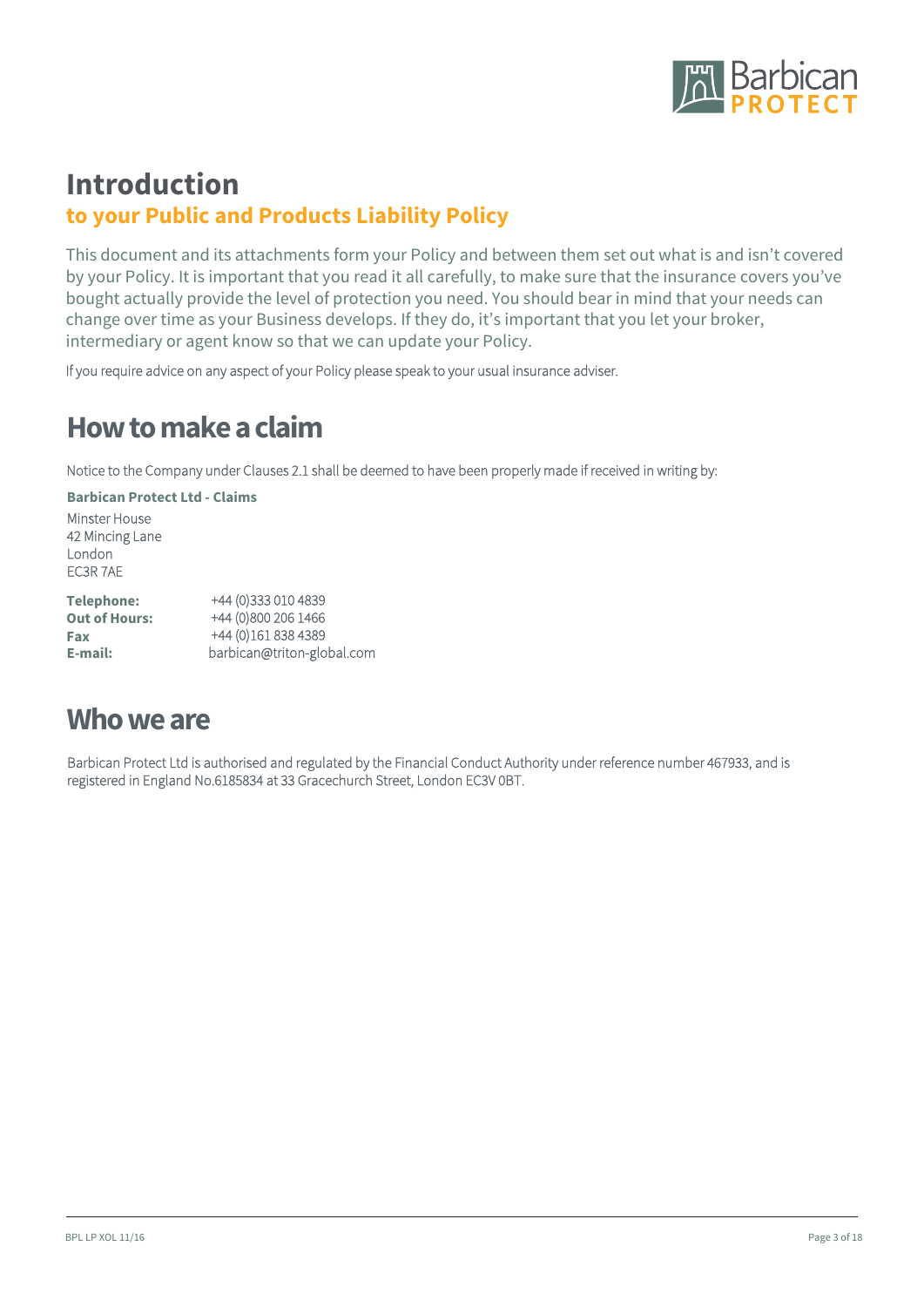# Introduction

## to your Public and Products Liability Policy

This document and its attachments form your Policy and between them set out what is and isn't covered by your Policy. It is important that you read it all carefully, to make sure that the insurance covers you've bought actually provide the level of protection you need. You should bear in mind that your needs can change over time as your Business develops. If they do, it's important that you let your broker, intermediary or agent know so that we can update your Policy.

If you require advice on any aspect of your Policy please speak to your usual insurance adviser.

# How to make a claim

Notice to the Company under Clauses 2.1 shall be deemed to have been properly made if received in writing by:

**Barbican Protect Ltd - Claims**

Minster House
42 Mincing Lane
London
EC3R 7AE

| | |
|---|---|
| **Telephone:** | +44 (0)333 010 4839 |
| **Out of Hours:** | +44 (0)800 206 1466 |
| **Fax** | +44 (0)161 838 4389 |
| **E-mail:** | barbican@triton-global.com |

# Who we are

Barbican Protect Ltd is authorised and regulated by the Financial Conduct Authority under reference number 467933, and is registered in England No.6185834 at 33 Gracechurch Street, London EC3V 0BT.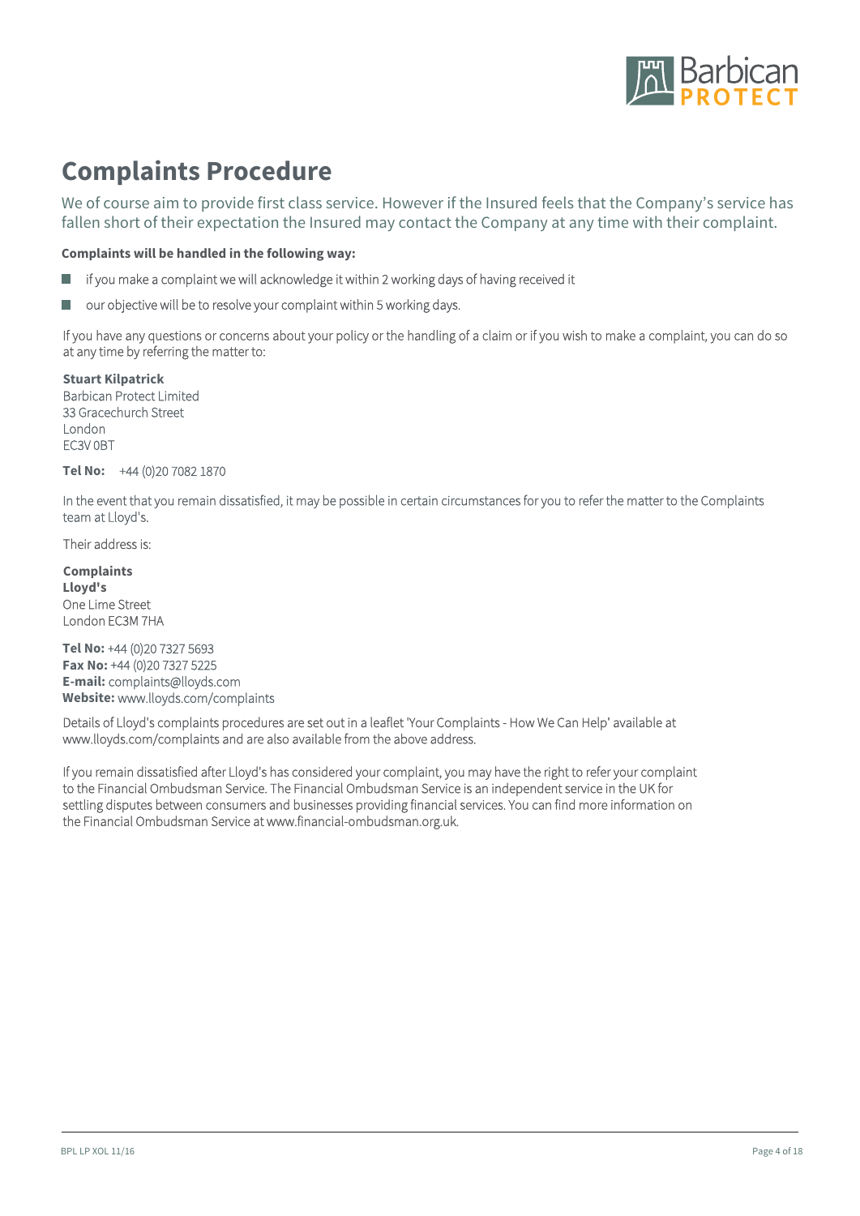# Complaints Procedure

We of course aim to provide first class service. However if the Insured feels that the Company's service has fallen short of their expectation the Insured may contact the Company at any time with their complaint.

**Complaints will be handled in the following way:**

- if you make a complaint we will acknowledge it within 2 working days of having received it
- our objective will be to resolve your complaint within 5 working days.

If you have any questions or concerns about your policy or the handling of a claim or if you wish to make a complaint, you can do so at any time by referring the matter to:

**Stuart Kilpatrick**
Barbican Protect Limited
33 Gracechurch Street
London
EC3V 0BT

**Tel No:** +44 (0)20 7082 1870

In the event that you remain dissatisfied, it may be possible in certain circumstances for you to refer the matter to the Complaints team at Lloyd's.

Their address is:

**Complaints**
**Lloyd's**
One Lime Street
London EC3M 7HA

**Tel No:** +44 (0)20 7327 5693
**Fax No:** +44 (0)20 7327 5225
**E-mail:** complaints@lloyds.com
**Website:** www.lloyds.com/complaints

Details of Lloyd's complaints procedures are set out in a leaflet 'Your Complaints - How We Can Help' available at www.lloyds.com/complaints and are also available from the above address.

If you remain dissatisfied after Lloyd's has considered your complaint, you may have the right to refer your complaint to the Financial Ombudsman Service. The Financial Ombudsman Service is an independent service in the UK for settling disputes between consumers and businesses providing financial services. You can find more information on the Financial Ombudsman Service at www.financial-ombudsman.org.uk.

BPL LP XOL 11/16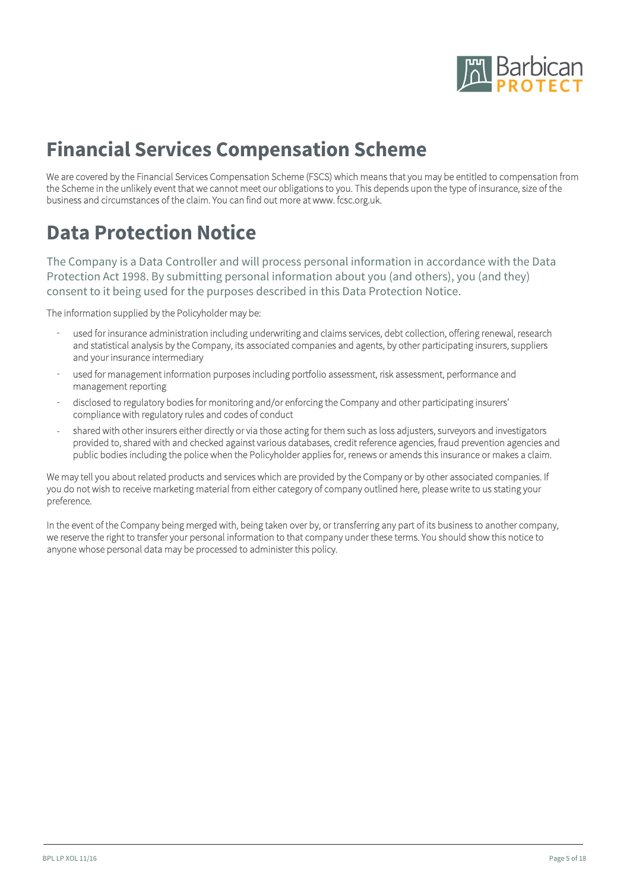# Financial Services Compensation Scheme

We are covered by the Financial Services Compensation Scheme (FSCS) which means that you may be entitled to compensation from the Scheme in the unlikely event that we cannot meet our obligations to you. This depends upon the type of insurance, size of the business and circumstances of the claim. You can find out more at www. fcsc.org.uk.

# Data Protection Notice

The Company is a Data Controller and will process personal information in accordance with the Data Protection Act 1998. By submitting personal information about you (and others), you (and they) consent to it being used for the purposes described in this Data Protection Notice.

The information supplied by the Policyholder may be:

- used for insurance administration including underwriting and claims services, debt collection, offering renewal, research and statistical analysis by the Company, its associated companies and agents, by other participating insurers, suppliers and your insurance intermediary
- used for management information purposes including portfolio assessment, risk assessment, performance and management reporting
- disclosed to regulatory bodies for monitoring and/or enforcing the Company and other participating insurers' compliance with regulatory rules and codes of conduct
- shared with other insurers either directly or via those acting for them such as loss adjusters, surveyors and investigators provided to, shared with and checked against various databases, credit reference agencies, fraud prevention agencies and public bodies including the police when the Policyholder applies for, renews or amends this insurance or makes a claim.

We may tell you about related products and services which are provided by the Company or by other associated companies. If you do not wish to receive marketing material from either category of company outlined here, please write to us stating your preference.

In the event of the Company being merged with, being taken over by, or transferring any part of its business to another company, we reserve the right to transfer your personal information to that company under these terms. You should show this notice to anyone whose personal data may be processed to administer this policy.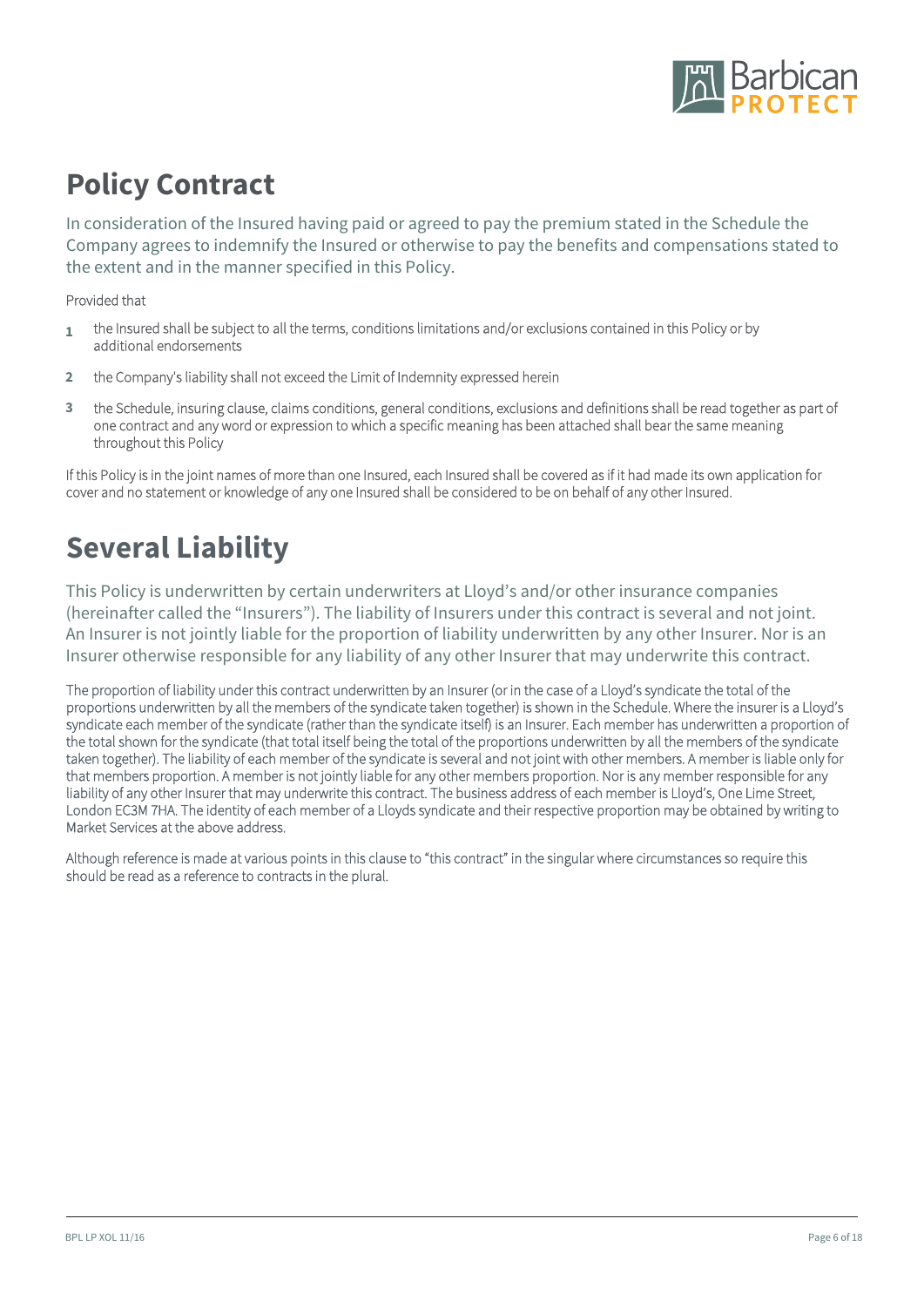# Policy Contract

In consideration of the Insured having paid or agreed to pay the premium stated in the Schedule the Company agrees to indemnify the Insured or otherwise to pay the benefits and compensations stated to the extent and in the manner specified in this Policy.

Provided that

1. the Insured shall be subject to all the terms, conditions limitations and/or exclusions contained in this Policy or by additional endorsements
2. the Company's liability shall not exceed the Limit of Indemnity expressed herein
3. the Schedule, insuring clause, claims conditions, general conditions, exclusions and definitions shall be read together as part of one contract and any word or expression to which a specific meaning has been attached shall bear the same meaning throughout this Policy

If this Policy is in the joint names of more than one Insured, each Insured shall be covered as if it had made its own application for cover and no statement or knowledge of any one Insured shall be considered to be on behalf of any other Insured.

# Several Liability

This Policy is underwritten by certain underwriters at Lloyd's and/or other insurance companies (hereinafter called the "Insurers"). The liability of Insurers under this contract is several and not joint. An Insurer is not jointly liable for the proportion of liability underwritten by any other Insurer. Nor is an Insurer otherwise responsible for any liability of any other Insurer that may underwrite this contract.

The proportion of liability under this contract underwritten by an Insurer (or in the case of a Lloyd's syndicate the total of the proportions underwritten by all the members of the syndicate taken together) is shown in the Schedule. Where the insurer is a Lloyd's syndicate each member of the syndicate (rather than the syndicate itself) is an Insurer. Each member has underwritten a proportion of the total shown for the syndicate (that total itself being the total of the proportions underwritten by all the members of the syndicate taken together). The liability of each member of the syndicate is several and not joint with other members. A member is liable only for that members proportion. A member is not jointly liable for any other members proportion. Nor is any member responsible for any liability of any other Insurer that may underwrite this contract. The business address of each member is Lloyd's, One Lime Street, London EC3M 7HA. The identity of each member of a Lloyds syndicate and their respective proportion may be obtained by writing to Market Services at the above address.

Although reference is made at various points in this clause to "this contract" in the singular where circumstances so require this should be read as a reference to contracts in the plural.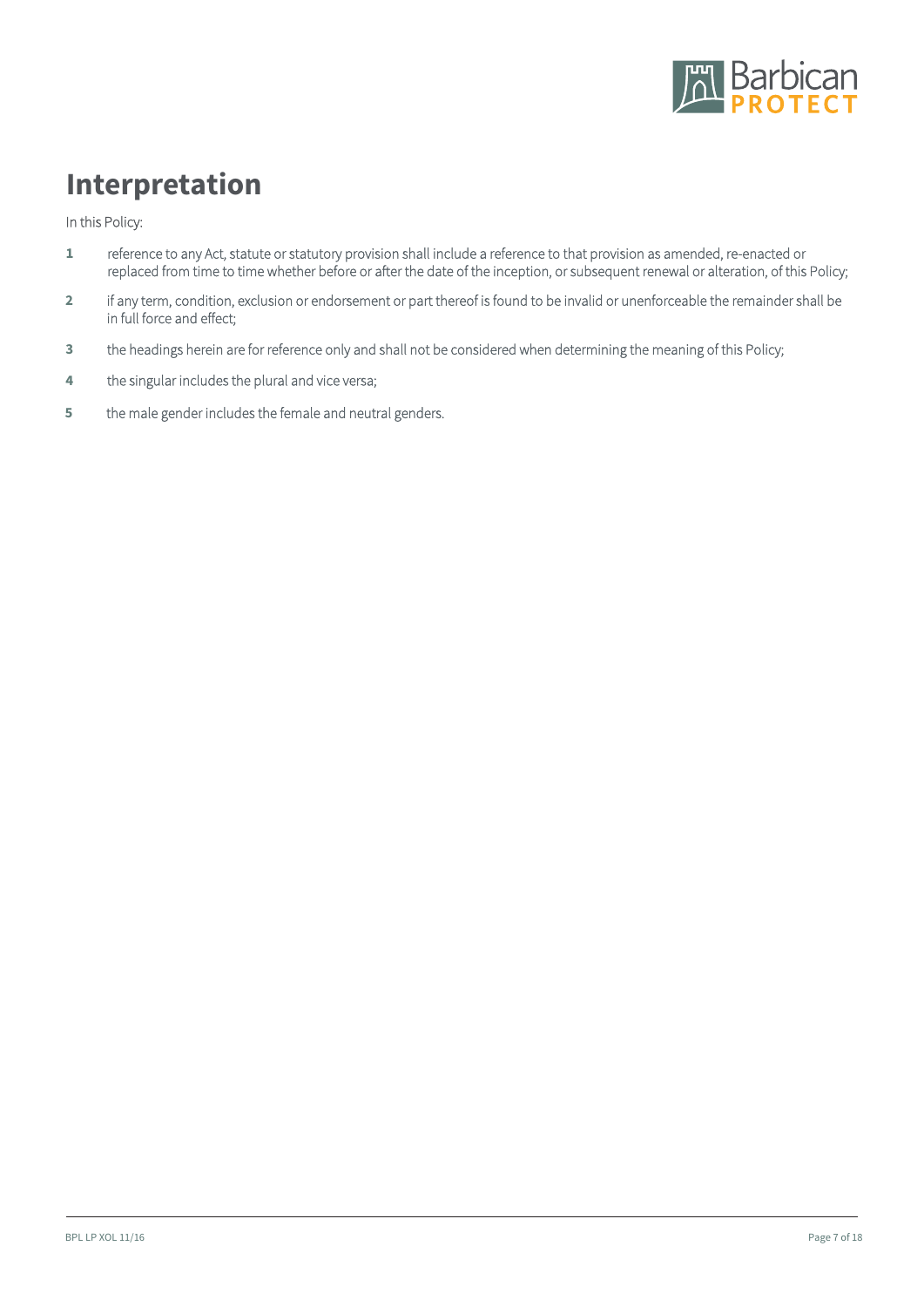# Interpretation

In this Policy:

1. reference to any Act, statute or statutory provision shall include a reference to that provision as amended, re-enacted or replaced from time to time whether before or after the date of the inception, or subsequent renewal or alteration, of this Policy;
2. if any term, condition, exclusion or endorsement or part thereof is found to be invalid or unenforceable the remainder shall be in full force and effect;
3. the headings herein are for reference only and shall not be considered when determining the meaning of this Policy;
4. the singular includes the plural and vice versa;
5. the male gender includes the female and neutral genders.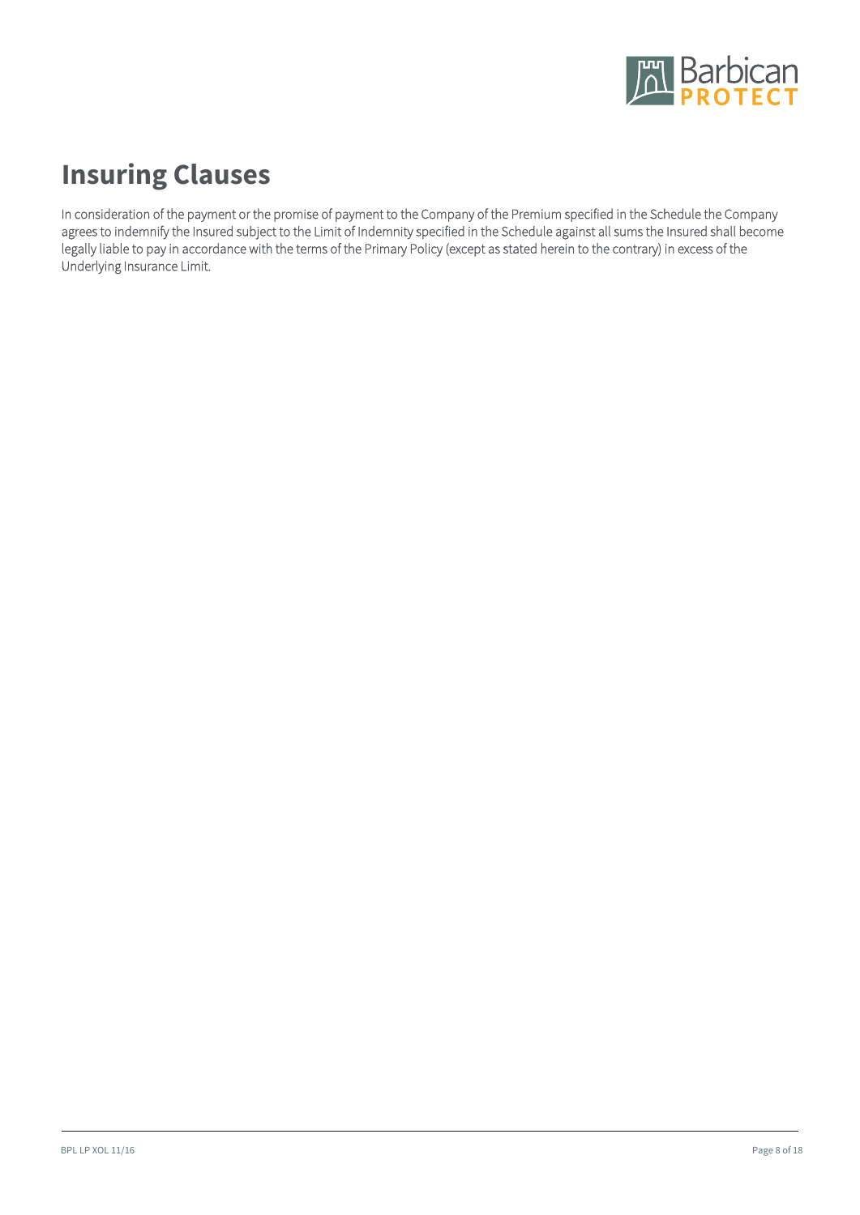# Insuring Clauses

In consideration of the payment or the promise of payment to the Company of the Premium specified in the Schedule the Company agrees to indemnify the Insured subject to the Limit of Indemnity specified in the Schedule against all sums the Insured shall become legally liable to pay in accordance with the terms of the Primary Policy (except as stated herein to the contrary) in excess of the Underlying Insurance Limit.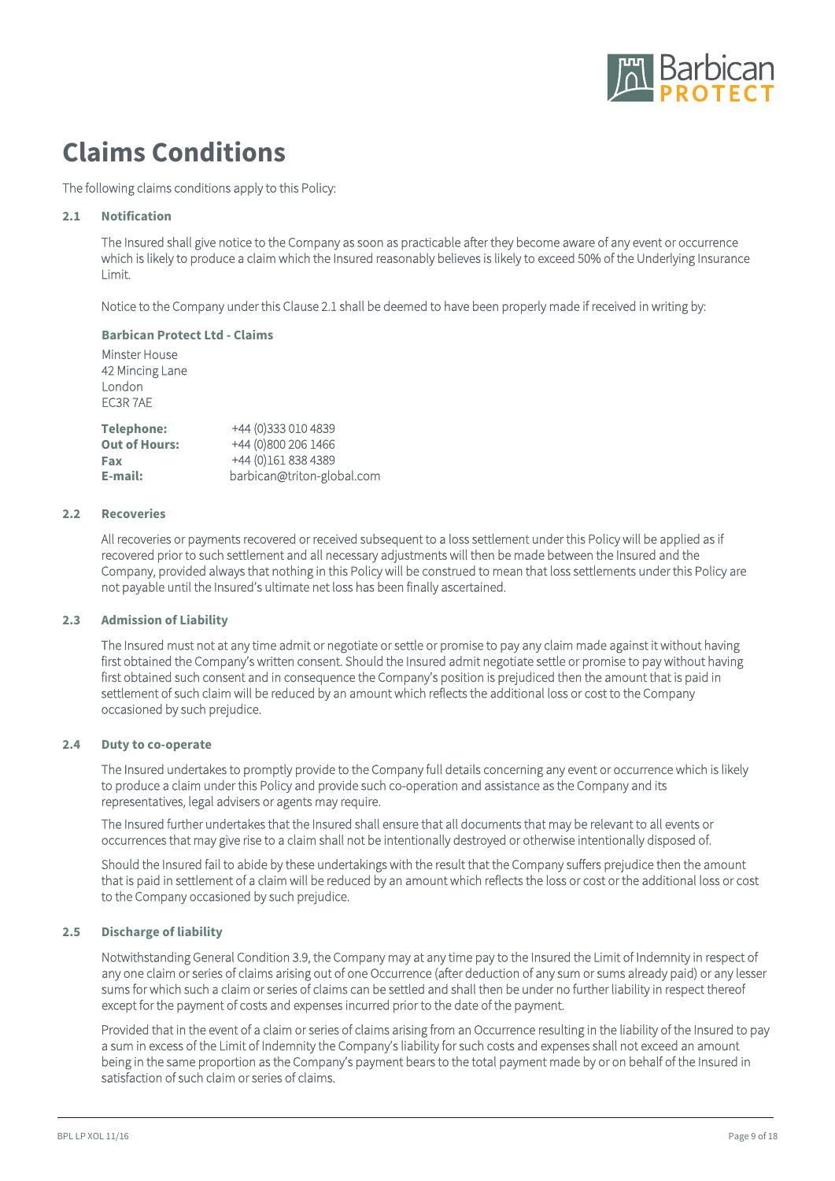# Claims Conditions

The following claims conditions apply to this Policy:

### 2.1 Notification

The Insured shall give notice to the Company as soon as practicable after they become aware of any event or occurrence which is likely to produce a claim which the Insured reasonably believes is likely to exceed 50% of the Underlying Insurance Limit.

Notice to the Company under this Clause 2.1 shall be deemed to have been properly made if received in writing by:

**Barbican Protect Ltd - Claims**

Minster House
42 Mincing Lane
London
EC3R 7AE

| | |
|---|---|
| **Telephone:** | +44 (0)333 010 4839 |
| **Out of Hours:** | +44 (0)800 206 1466 |
| **Fax** | +44 (0)161 838 4389 |
| **E-mail:** | barbican@triton-global.com |

### 2.2 Recoveries

All recoveries or payments recovered or received subsequent to a loss settlement under this Policy will be applied as if recovered prior to such settlement and all necessary adjustments will then be made between the Insured and the Company, provided always that nothing in this Policy will be construed to mean that loss settlements under this Policy are not payable until the Insured's ultimate net loss has been finally ascertained.

### 2.3 Admission of Liability

The Insured must not at any time admit or negotiate or settle or promise to pay any claim made against it without having first obtained the Company's written consent. Should the Insured admit negotiate settle or promise to pay without having first obtained such consent and in consequence the Company's position is prejudiced then the amount that is paid in settlement of such claim will be reduced by an amount which reflects the additional loss or cost to the Company occasioned by such prejudice.

### 2.4 Duty to co-operate

The Insured undertakes to promptly provide to the Company full details concerning any event or occurrence which is likely to produce a claim under this Policy and provide such co-operation and assistance as the Company and its representatives, legal advisers or agents may require.

The Insured further undertakes that the Insured shall ensure that all documents that may be relevant to all events or occurrences that may give rise to a claim shall not be intentionally destroyed or otherwise intentionally disposed of.

Should the Insured fail to abide by these undertakings with the result that the Company suffers prejudice then the amount that is paid in settlement of a claim will be reduced by an amount which reflects the loss or cost or the additional loss or cost to the Company occasioned by such prejudice.

### 2.5 Discharge of liability

Notwithstanding General Condition 3.9, the Company may at any time pay to the Insured the Limit of Indemnity in respect of any one claim or series of claims arising out of one Occurrence (after deduction of any sum or sums already paid) or any lesser sums for which such a claim or series of claims can be settled and shall then be under no further liability in respect thereof except for the payment of costs and expenses incurred prior to the date of the payment.

Provided that in the event of a claim or series of claims arising from an Occurrence resulting in the liability of the Insured to pay a sum in excess of the Limit of Indemnity the Company's liability for such costs and expenses shall not exceed an amount being in the same proportion as the Company's payment bears to the total payment made by or on behalf of the Insured in satisfaction of such claim or series of claims.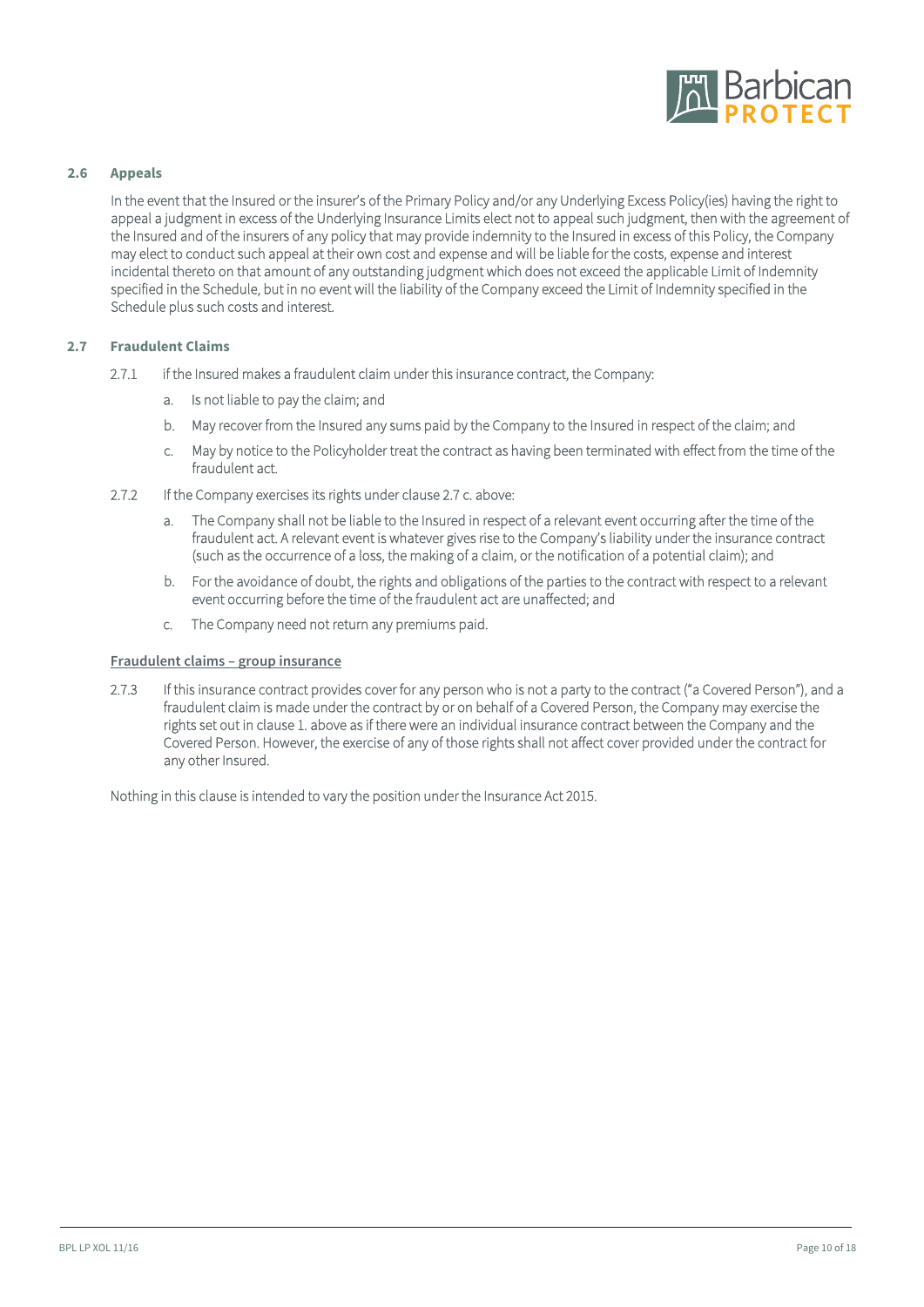### 2.6 Appeals

In the event that the Insured or the insurer's of the Primary Policy and/or any Underlying Excess Policy(ies) having the right to appeal a judgment in excess of the Underlying Insurance Limits elect not to appeal such judgment, then with the agreement of the Insured and of the insurers of any policy that may provide indemnity to the Insured in excess of this Policy, the Company may elect to conduct such appeal at their own cost and expense and will be liable for the costs, expense and interest incidental thereto on that amount of any outstanding judgment which does not exceed the applicable Limit of Indemnity specified in the Schedule, but in no event will the liability of the Company exceed the Limit of Indemnity specified in the Schedule plus such costs and interest.

### 2.7 Fraudulent Claims

2.7.1 if the Insured makes a fraudulent claim under this insurance contract, the Company:

- a. Is not liable to pay the claim; and
- b. May recover from the Insured any sums paid by the Company to the Insured in respect of the claim; and
- c. May by notice to the Policyholder treat the contract as having been terminated with effect from the time of the fraudulent act.

2.7.2 If the Company exercises its rights under clause 2.7 c. above:

- a. The Company shall not be liable to the Insured in respect of a relevant event occurring after the time of the fraudulent act. A relevant event is whatever gives rise to the Company's liability under the insurance contract (such as the occurrence of a loss, the making of a claim, or the notification of a potential claim); and
- b. For the avoidance of doubt, the rights and obligations of the parties to the contract with respect to a relevant event occurring before the time of the fraudulent act are unaffected; and
- c. The Company need not return any premiums paid.

**Fraudulent claims – group insurance**

2.7.3 If this insurance contract provides cover for any person who is not a party to the contract ("a Covered Person"), and a fraudulent claim is made under the contract by or on behalf of a Covered Person, the Company may exercise the rights set out in clause 1. above as if there were an individual insurance contract between the Company and the Covered Person. However, the exercise of any of those rights shall not affect cover provided under the contract for any other Insured.

Nothing in this clause is intended to vary the position under the Insurance Act 2015.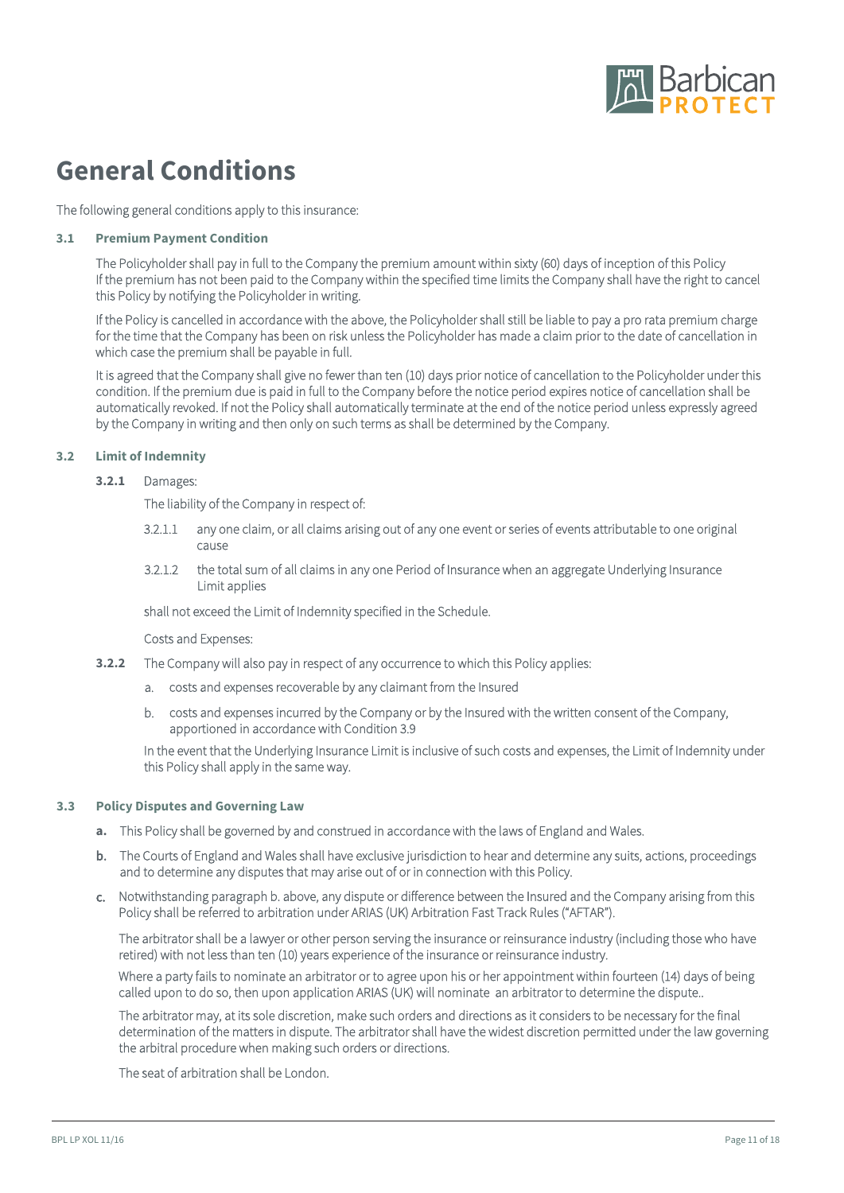# General Conditions

The following general conditions apply to this insurance:

**3.1 Premium Payment Condition**

The Policyholder shall pay in full to the Company the premium amount within sixty (60) days of inception of this Policy If the premium has not been paid to the Company within the specified time limits the Company shall have the right to cancel this Policy by notifying the Policyholder in writing.

If the Policy is cancelled in accordance with the above, the Policyholder shall still be liable to pay a pro rata premium charge for the time that the Company has been on risk unless the Policyholder has made a claim prior to the date of cancellation in which case the premium shall be payable in full.

It is agreed that the Company shall give no fewer than ten (10) days prior notice of cancellation to the Policyholder under this condition. If the premium due is paid in full to the Company before the notice period expires notice of cancellation shall be automatically revoked. If not the Policy shall automatically terminate at the end of the notice period unless expressly agreed by the Company in writing and then only on such terms as shall be determined by the Company.

**3.2 Limit of Indemnity**

**3.2.1** Damages:

The liability of the Company in respect of:

3.2.1.1 any one claim, or all claims arising out of any one event or series of events attributable to one original cause

3.2.1.2 the total sum of all claims in any one Period of Insurance when an aggregate Underlying Insurance Limit applies

shall not exceed the Limit of Indemnity specified in the Schedule.

Costs and Expenses:

**3.2.2** The Company will also pay in respect of any occurrence to which this Policy applies:

a. costs and expenses recoverable by any claimant from the Insured

b. costs and expenses incurred by the Company or by the Insured with the written consent of the Company, apportioned in accordance with Condition 3.9

In the event that the Underlying Insurance Limit is inclusive of such costs and expenses, the Limit of Indemnity under this Policy shall apply in the same way.

**3.3 Policy Disputes and Governing Law**

**a.** This Policy shall be governed by and construed in accordance with the laws of England and Wales.

**b.** The Courts of England and Wales shall have exclusive jurisdiction to hear and determine any suits, actions, proceedings and to determine any disputes that may arise out of or in connection with this Policy.

**c.** Notwithstanding paragraph b. above, any dispute or difference between the Insured and the Company arising from this Policy shall be referred to arbitration under ARIAS (UK) Arbitration Fast Track Rules ("AFTAR").

The arbitrator shall be a lawyer or other person serving the insurance or reinsurance industry (including those who have retired) with not less than ten (10) years experience of the insurance or reinsurance industry.

Where a party fails to nominate an arbitrator or to agree upon his or her appointment within fourteen (14) days of being called upon to do so, then upon application ARIAS (UK) will nominate an arbitrator to determine the dispute..

The arbitrator may, at its sole discretion, make such orders and directions as it considers to be necessary for the final determination of the matters in dispute. The arbitrator shall have the widest discretion permitted under the law governing the arbitral procedure when making such orders or directions.

The seat of arbitration shall be London.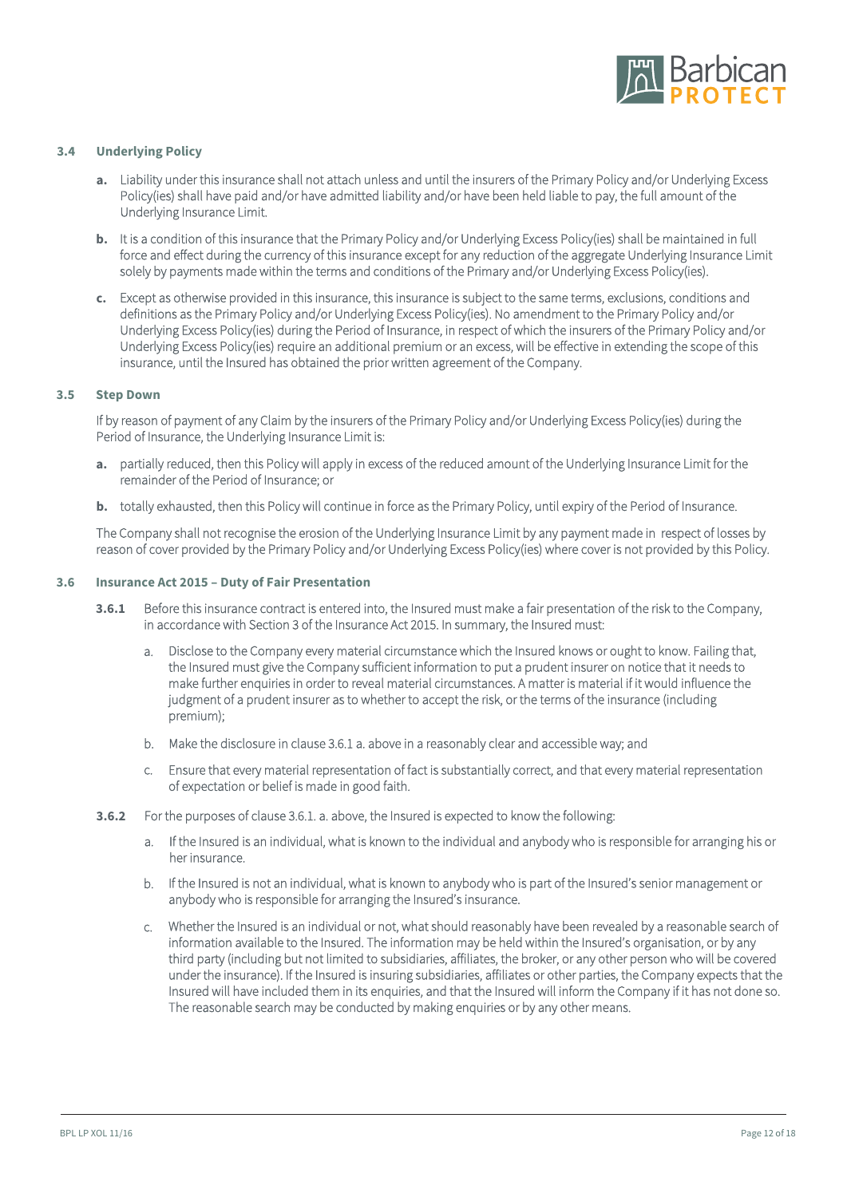### 3.4 Underlying Policy

**a.** Liability under this insurance shall not attach unless and until the insurers of the Primary Policy and/or Underlying Excess Policy(ies) shall have paid and/or have admitted liability and/or have been held liable to pay, the full amount of the Underlying Insurance Limit.

**b.** It is a condition of this insurance that the Primary Policy and/or Underlying Excess Policy(ies) shall be maintained in full force and effect during the currency of this insurance except for any reduction of the aggregate Underlying Insurance Limit solely by payments made within the terms and conditions of the Primary and/or Underlying Excess Policy(ies).

**c.** Except as otherwise provided in this insurance, this insurance is subject to the same terms, exclusions, conditions and definitions as the Primary Policy and/or Underlying Excess Policy(ies). No amendment to the Primary Policy and/or Underlying Excess Policy(ies) during the Period of Insurance, in respect of which the insurers of the Primary Policy and/or Underlying Excess Policy(ies) require an additional premium or an excess, will be effective in extending the scope of this insurance, until the Insured has obtained the prior written agreement of the Company.

### 3.5 Step Down

If by reason of payment of any Claim by the insurers of the Primary Policy and/or Underlying Excess Policy(ies) during the Period of Insurance, the Underlying Insurance Limit is:

**a.** partially reduced, then this Policy will apply in excess of the reduced amount of the Underlying Insurance Limit for the remainder of the Period of Insurance; or

**b.** totally exhausted, then this Policy will continue in force as the Primary Policy, until expiry of the Period of Insurance.

The Company shall not recognise the erosion of the Underlying Insurance Limit by any payment made in respect of losses by reason of cover provided by the Primary Policy and/or Underlying Excess Policy(ies) where cover is not provided by this Policy.

### 3.6 Insurance Act 2015 – Duty of Fair Presentation

**3.6.1** Before this insurance contract is entered into, the Insured must make a fair presentation of the risk to the Company, in accordance with Section 3 of the Insurance Act 2015. In summary, the Insured must:

a. Disclose to the Company every material circumstance which the Insured knows or ought to know. Failing that, the Insured must give the Company sufficient information to put a prudent insurer on notice that it needs to make further enquiries in order to reveal material circumstances. A matter is material if it would influence the judgment of a prudent insurer as to whether to accept the risk, or the terms of the insurance (including premium);

b. Make the disclosure in clause 3.6.1 a. above in a reasonably clear and accessible way; and

c. Ensure that every material representation of fact is substantially correct, and that every material representation of expectation or belief is made in good faith.

**3.6.2** For the purposes of clause 3.6.1. a. above, the Insured is expected to know the following:

a. If the Insured is an individual, what is known to the individual and anybody who is responsible for arranging his or her insurance.

b. If the Insured is not an individual, what is known to anybody who is part of the Insured's senior management or anybody who is responsible for arranging the Insured's insurance.

c. Whether the Insured is an individual or not, what should reasonably have been revealed by a reasonable search of information available to the Insured. The information may be held within the Insured's organisation, or by any third party (including but not limited to subsidiaries, affiliates, the broker, or any other person who will be covered under the insurance). If the Insured is insuring subsidiaries, affiliates or other parties, the Company expects that the Insured will have included them in its enquiries, and that the Insured will inform the Company if it has not done so. The reasonable search may be conducted by making enquiries or by any other means.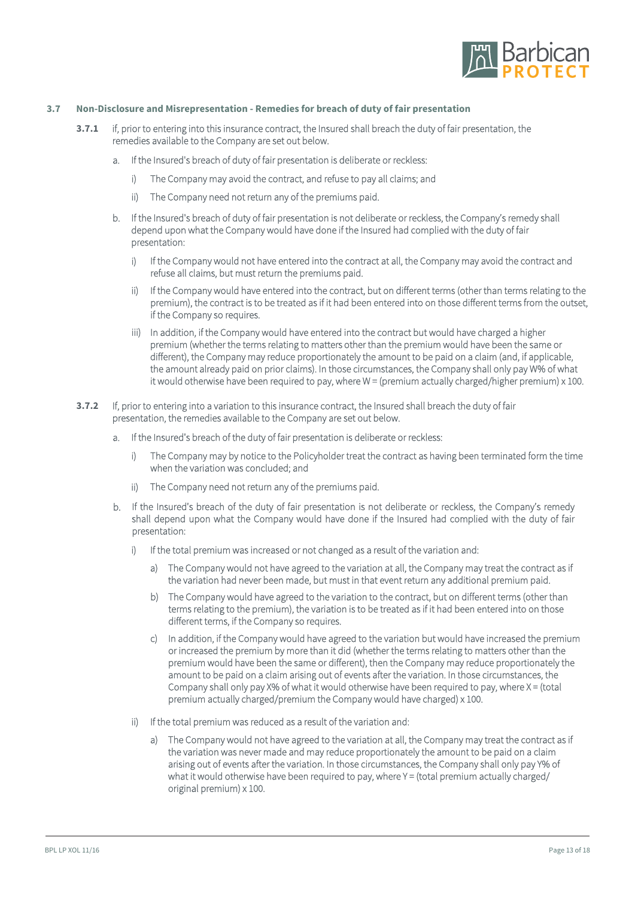### 3.7 Non-Disclosure and Misrepresentation - Remedies for breach of duty of fair presentation

**3.7.1** if, prior to entering into this insurance contract, the Insured shall breach the duty of fair presentation, the remedies available to the Company are set out below.

a. If the Insured's breach of duty of fair presentation is deliberate or reckless:

   i) The Company may avoid the contract, and refuse to pay all claims; and

   ii) The Company need not return any of the premiums paid.

b. If the Insured's breach of duty of fair presentation is not deliberate or reckless, the Company's remedy shall depend upon what the Company would have done if the Insured had complied with the duty of fair presentation:

   i) If the Company would not have entered into the contract at all, the Company may avoid the contract and refuse all claims, but must return the premiums paid.

   ii) If the Company would have entered into the contract, but on different terms (other than terms relating to the premium), the contract is to be treated as if it had been entered into on those different terms from the outset, if the Company so requires.

   iii) In addition, if the Company would have entered into the contract but would have charged a higher premium (whether the terms relating to matters other than the premium would have been the same or different), the Company may reduce proportionately the amount to be paid on a claim (and, if applicable, the amount already paid on prior claims). In those circumstances, the Company shall only pay W% of what it would otherwise have been required to pay, where W = (premium actually charged/higher premium) x 100.

**3.7.2** If, prior to entering into a variation to this insurance contract, the Insured shall breach the duty of fair presentation, the remedies available to the Company are set out below.

a. If the Insured's breach of the duty of fair presentation is deliberate or reckless:

   i) The Company may by notice to the Policyholder treat the contract as having been terminated form the time when the variation was concluded; and

   ii) The Company need not return any of the premiums paid.

b. If the Insured's breach of the duty of fair presentation is not deliberate or reckless, the Company's remedy shall depend upon what the Company would have done if the Insured had complied with the duty of fair presentation:

   i) If the total premium was increased or not changed as a result of the variation and:

      a) The Company would not have agreed to the variation at all, the Company may treat the contract as if the variation had never been made, but must in that event return any additional premium paid.

      b) The Company would have agreed to the variation to the contract, but on different terms (other than terms relating to the premium), the variation is to be treated as if it had been entered into on those different terms, if the Company so requires.

      c) In addition, if the Company would have agreed to the variation but would have increased the premium or increased the premium by more than it did (whether the terms relating to matters other than the premium would have been the same or different), then the Company may reduce proportionately the amount to be paid on a claim arising out of events after the variation. In those circumstances, the Company shall only pay X% of what it would otherwise have been required to pay, where X = (total premium actually charged/premium the Company would have charged) x 100.

   ii) If the total premium was reduced as a result of the variation and:

      a) The Company would not have agreed to the variation at all, the Company may treat the contract as if the variation was never made and may reduce proportionately the amount to be paid on a claim arising out of events after the variation. In those circumstances, the Company shall only pay Y% of what it would otherwise have been required to pay, where Y = (total premium actually charged/ original premium) x 100.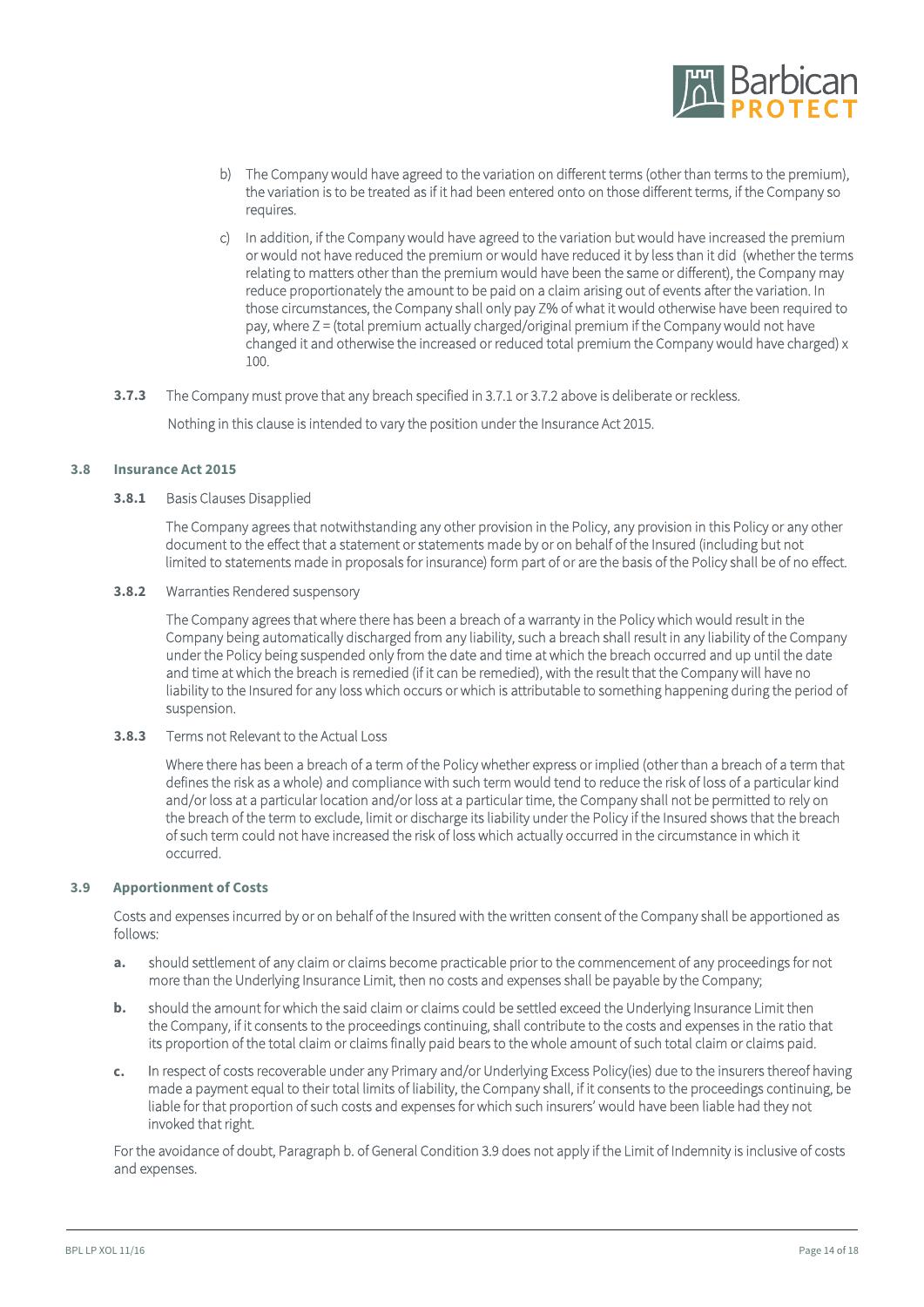b) The Company would have agreed to the variation on different terms (other than terms to the premium), the variation is to be treated as if it had been entered onto on those different terms, if the Company so requires.

c) In addition, if the Company would have agreed to the variation but would have increased the premium or would not have reduced the premium or would have reduced it by less than it did (whether the terms relating to matters other than the premium would have been the same or different), the Company may reduce proportionately the amount to be paid on a claim arising out of events after the variation. In those circumstances, the Company shall only pay Z% of what it would otherwise have been required to pay, where Z = (total premium actually charged/original premium if the Company would not have changed it and otherwise the increased or reduced total premium the Company would have charged) x 100.

**3.7.3** The Company must prove that any breach specified in 3.7.1 or 3.7.2 above is deliberate or reckless.

Nothing in this clause is intended to vary the position under the Insurance Act 2015.

### 3.8 Insurance Act 2015

**3.8.1** Basis Clauses Disapplied

The Company agrees that notwithstanding any other provision in the Policy, any provision in this Policy or any other document to the effect that a statement or statements made by or on behalf of the Insured (including but not limited to statements made in proposals for insurance) form part of or are the basis of the Policy shall be of no effect.

**3.8.2** Warranties Rendered suspensory

The Company agrees that where there has been a breach of a warranty in the Policy which would result in the Company being automatically discharged from any liability, such a breach shall result in any liability of the Company under the Policy being suspended only from the date and time at which the breach occurred and up until the date and time at which the breach is remedied (if it can be remedied), with the result that the Company will have no liability to the Insured for any loss which occurs or which is attributable to something happening during the period of suspension.

**3.8.3** Terms not Relevant to the Actual Loss

Where there has been a breach of a term of the Policy whether express or implied (other than a breach of a term that defines the risk as a whole) and compliance with such term would tend to reduce the risk of loss of a particular kind and/or loss at a particular location and/or loss at a particular time, the Company shall not be permitted to rely on the breach of the term to exclude, limit or discharge its liability under the Policy if the Insured shows that the breach of such term could not have increased the risk of loss which actually occurred in the circumstance in which it occurred.

### 3.9 Apportionment of Costs

Costs and expenses incurred by or on behalf of the Insured with the written consent of the Company shall be apportioned as follows:

**a.** should settlement of any claim or claims become practicable prior to the commencement of any proceedings for not more than the Underlying Insurance Limit, then no costs and expenses shall be payable by the Company;

**b.** should the amount for which the said claim or claims could be settled exceed the Underlying Insurance Limit then the Company, if it consents to the proceedings continuing, shall contribute to the costs and expenses in the ratio that its proportion of the total claim or claims finally paid bears to the whole amount of such total claim or claims paid.

**c.** In respect of costs recoverable under any Primary and/or Underlying Excess Policy(ies) due to the insurers thereof having made a payment equal to their total limits of liability, the Company shall, if it consents to the proceedings continuing, be liable for that proportion of such costs and expenses for which such insurers' would have been liable had they not invoked that right.

For the avoidance of doubt, Paragraph b. of General Condition 3.9 does not apply if the Limit of Indemnity is inclusive of costs and expenses.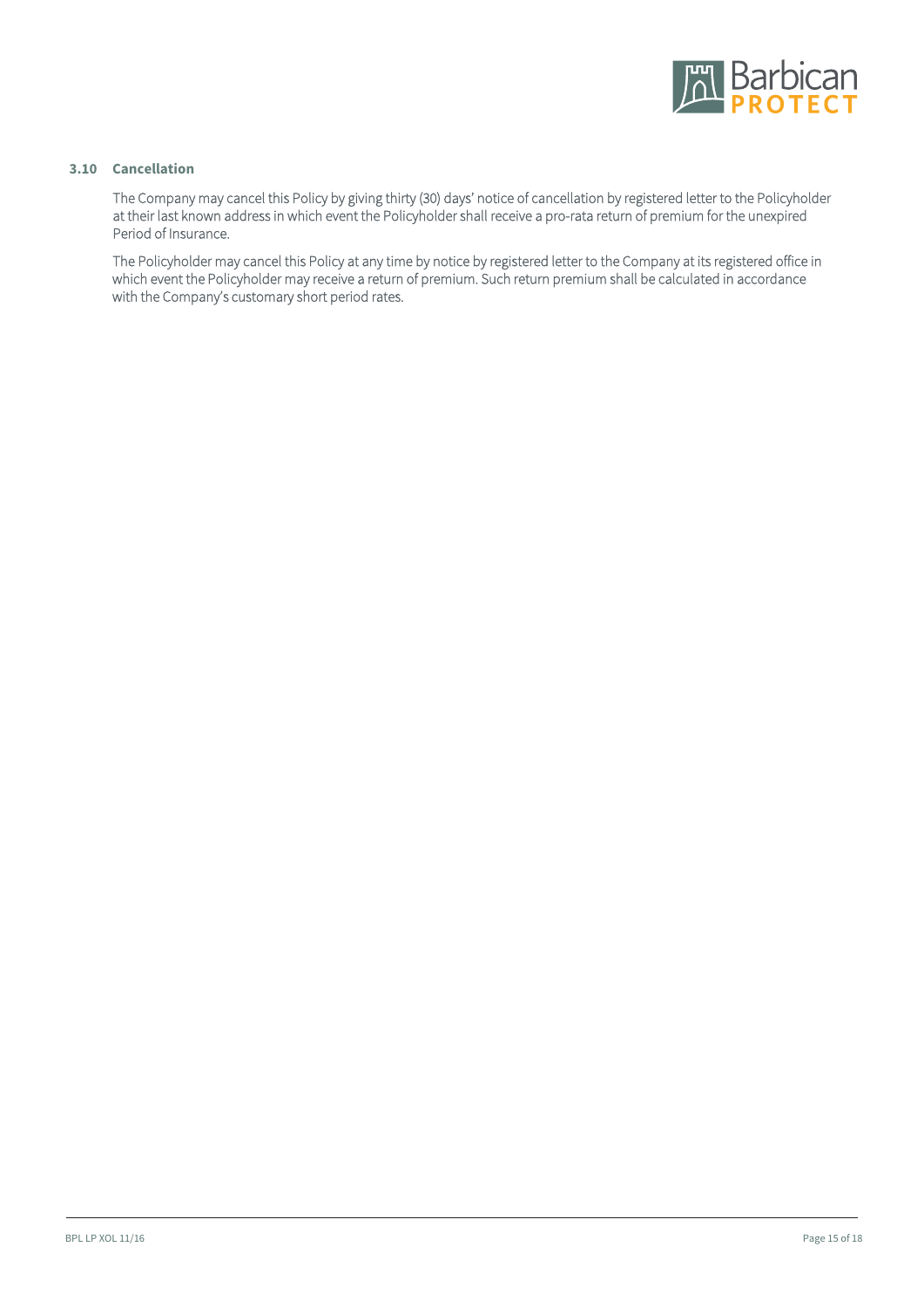### 3.10 Cancellation

The Company may cancel this Policy by giving thirty (30) days' notice of cancellation by registered letter to the Policyholder at their last known address in which event the Policyholder shall receive a pro-rata return of premium for the unexpired Period of Insurance.

The Policyholder may cancel this Policy at any time by notice by registered letter to the Company at its registered office in which event the Policyholder may receive a return of premium. Such return premium shall be calculated in accordance with the Company's customary short period rates.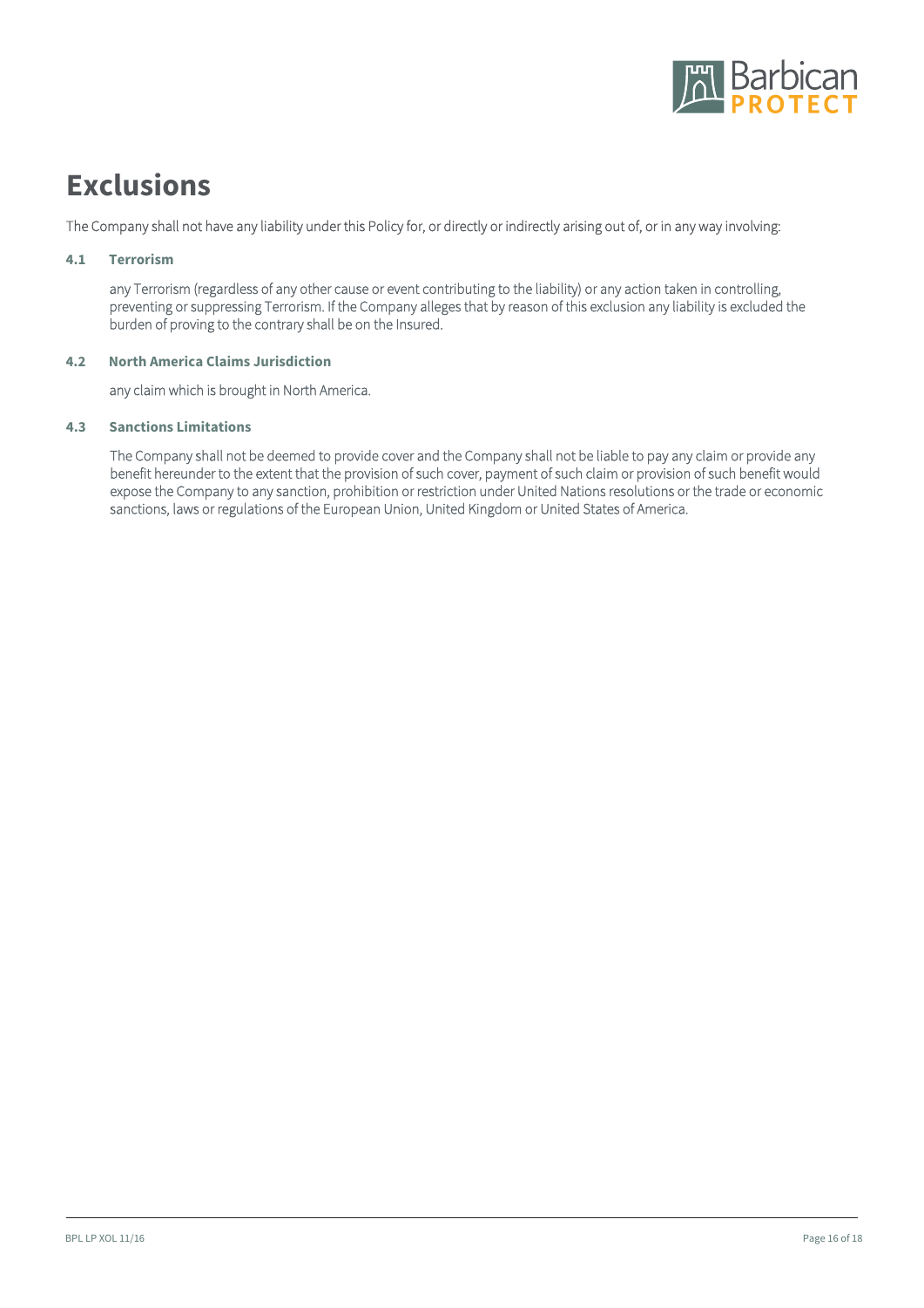# Exclusions

The Company shall not have any liability under this Policy for, or directly or indirectly arising out of, or in any way involving:

### 4.1 Terrorism

any Terrorism (regardless of any other cause or event contributing to the liability) or any action taken in controlling, preventing or suppressing Terrorism. If the Company alleges that by reason of this exclusion any liability is excluded the burden of proving to the contrary shall be on the Insured.

### 4.2 North America Claims Jurisdiction

any claim which is brought in North America.

### 4.3 Sanctions Limitations

The Company shall not be deemed to provide cover and the Company shall not be liable to pay any claim or provide any benefit hereunder to the extent that the provision of such cover, payment of such claim or provision of such benefit would expose the Company to any sanction, prohibition or restriction under United Nations resolutions or the trade or economic sanctions, laws or regulations of the European Union, United Kingdom or United States of America.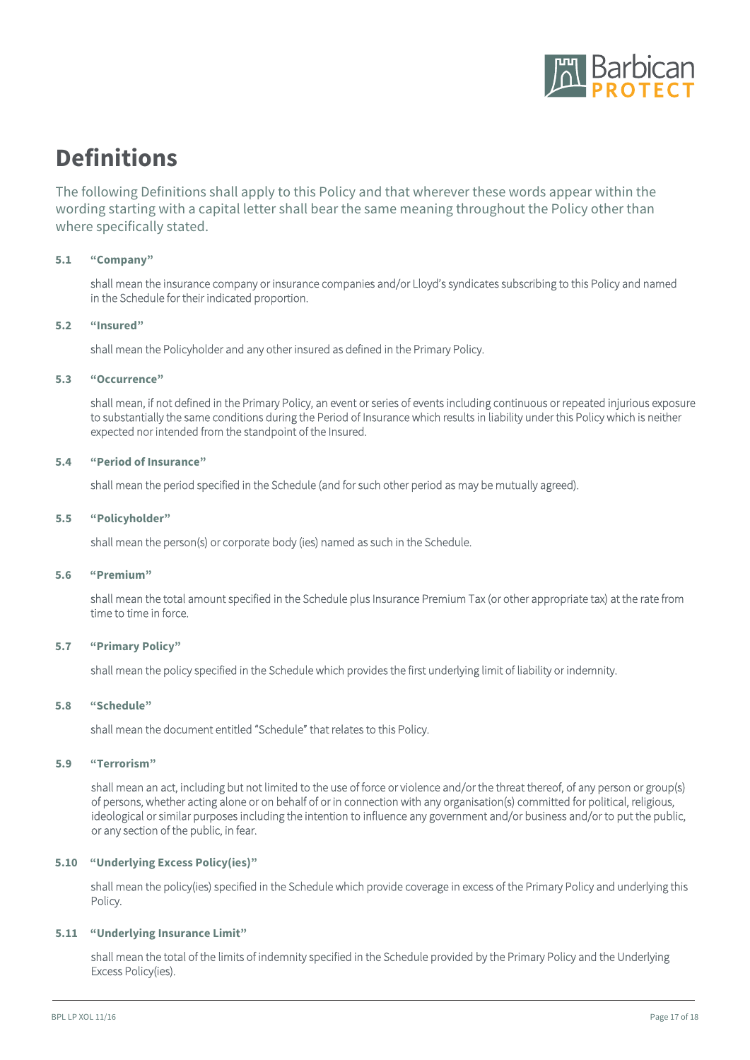# Definitions

The following Definitions shall apply to this Policy and that wherever these words appear within the wording starting with a capital letter shall bear the same meaning throughout the Policy other than where specifically stated.

**5.1 "Company"**

shall mean the insurance company or insurance companies and/or Lloyd's syndicates subscribing to this Policy and named in the Schedule for their indicated proportion.

**5.2 "Insured"**

shall mean the Policyholder and any other insured as defined in the Primary Policy.

**5.3 "Occurrence"**

shall mean, if not defined in the Primary Policy, an event or series of events including continuous or repeated injurious exposure to substantially the same conditions during the Period of Insurance which results in liability under this Policy which is neither expected nor intended from the standpoint of the Insured.

**5.4 "Period of Insurance"**

shall mean the period specified in the Schedule (and for such other period as may be mutually agreed).

**5.5 "Policyholder"**

shall mean the person(s) or corporate body (ies) named as such in the Schedule.

**5.6 "Premium"**

shall mean the total amount specified in the Schedule plus Insurance Premium Tax (or other appropriate tax) at the rate from time to time in force.

**5.7 "Primary Policy"**

shall mean the policy specified in the Schedule which provides the first underlying limit of liability or indemnity.

**5.8 "Schedule"**

shall mean the document entitled "Schedule" that relates to this Policy.

**5.9 "Terrorism"**

shall mean an act, including but not limited to the use of force or violence and/or the threat thereof, of any person or group(s) of persons, whether acting alone or on behalf of or in connection with any organisation(s) committed for political, religious, ideological or similar purposes including the intention to influence any government and/or business and/or to put the public, or any section of the public, in fear.

**5.10 "Underlying Excess Policy(ies)"**

shall mean the policy(ies) specified in the Schedule which provide coverage in excess of the Primary Policy and underlying this Policy.

**5.11 "Underlying Insurance Limit"**

shall mean the total of the limits of indemnity specified in the Schedule provided by the Primary Policy and the Underlying Excess Policy(ies).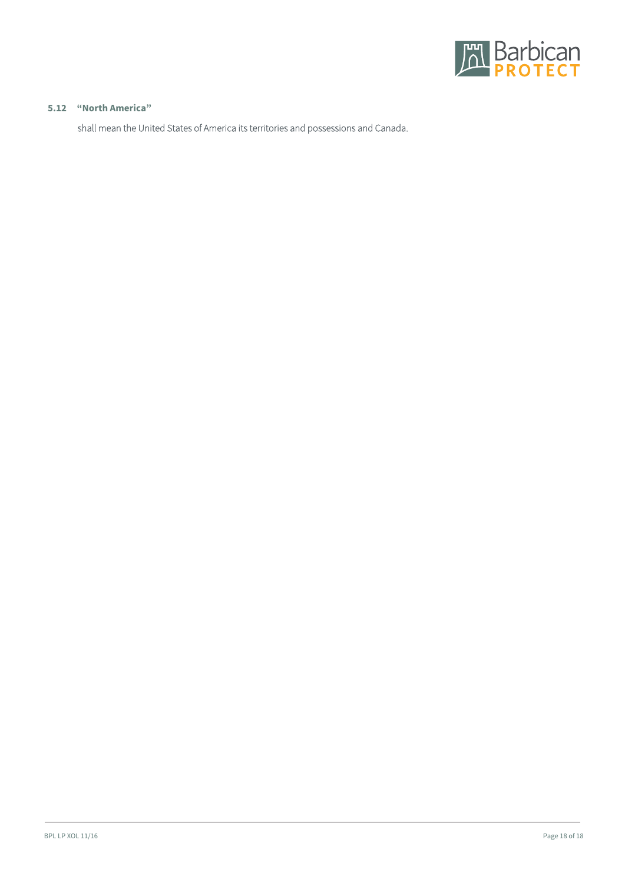**5.12 "North America"**

shall mean the United States of America its territories and possessions and Canada.